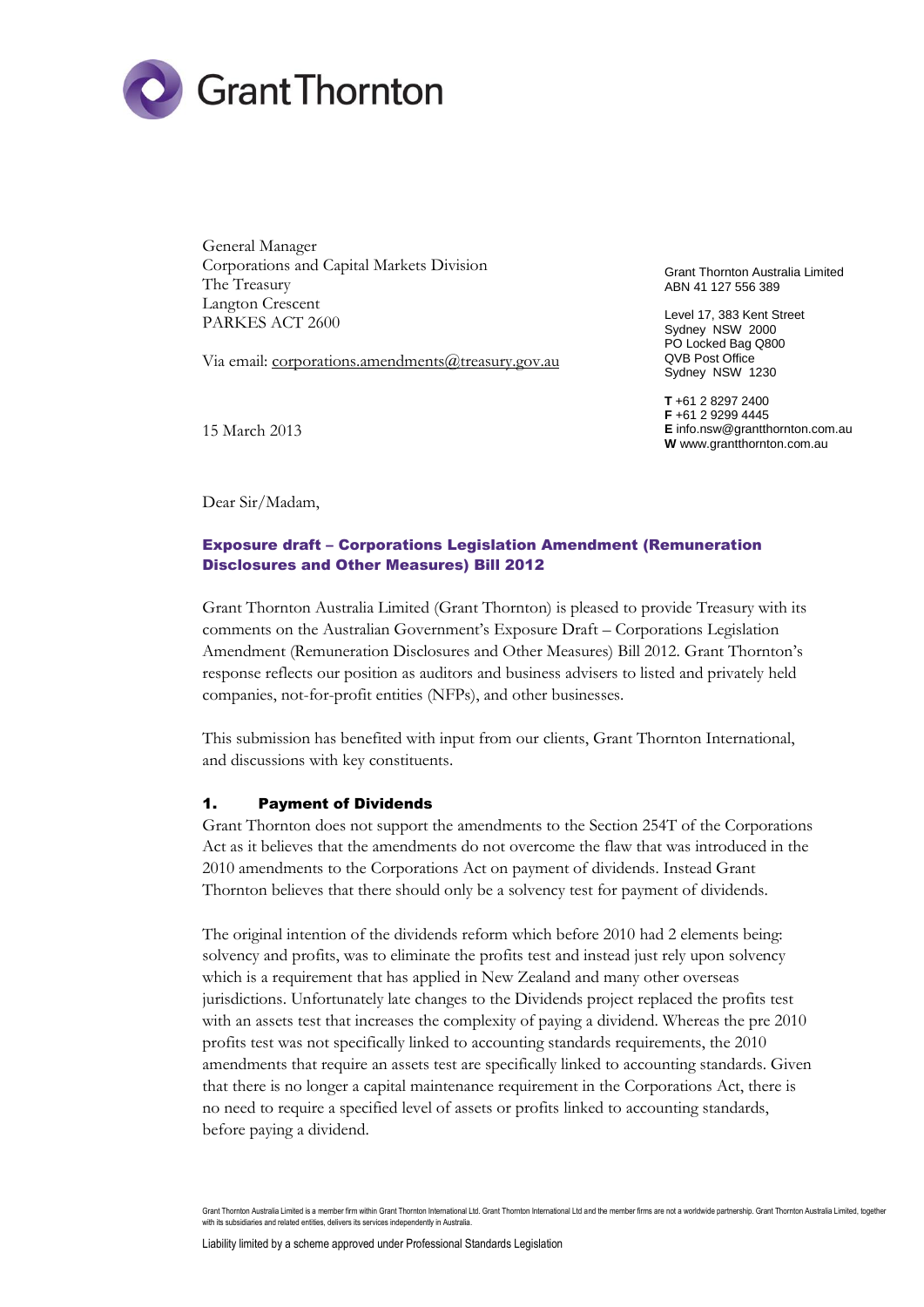Grant Thornton

General Manager
Corporations and Capital Markets Division
The Treasury
Langton Crescent
PARKES ACT 2600

Via email: corporations.amendments@treasury.gov.au

15 March 2013

Grant Thornton Australia Limited
ABN 41 127 556 389

Level 17, 383 Kent Street
Sydney NSW 2000
PO Locked Bag Q800
QVB Post Office
Sydney NSW 1230

**T** +61 2 8297 2400
**F** +61 2 9299 4445
**E** info.nsw@grantthornton.com.au
**W** www.grantthornton.com.au

Dear Sir/Madam,

**Exposure draft – Corporations Legislation Amendment (Remuneration Disclosures and Other Measures) Bill 2012**

Grant Thornton Australia Limited (Grant Thornton) is pleased to provide Treasury with its comments on the Australian Government's Exposure Draft – Corporations Legislation Amendment (Remuneration Disclosures and Other Measures) Bill 2012. Grant Thornton's response reflects our position as auditors and business advisers to listed and privately held companies, not-for-profit entities (NFPs), and other businesses.

This submission has benefited with input from our clients, Grant Thornton International, and discussions with key constituents.

## 1. Payment of Dividends

Grant Thornton does not support the amendments to the Section 254T of the Corporations Act as it believes that the amendments do not overcome the flaw that was introduced in the 2010 amendments to the Corporations Act on payment of dividends. Instead Grant Thornton believes that there should only be a solvency test for payment of dividends.

The original intention of the dividends reform which before 2010 had 2 elements being: solvency and profits, was to eliminate the profits test and instead just rely upon solvency which is a requirement that has applied in New Zealand and many other overseas jurisdictions. Unfortunately late changes to the Dividends project replaced the profits test with an assets test that increases the complexity of paying a dividend. Whereas the pre 2010 profits test was not specifically linked to accounting standards requirements, the 2010 amendments that require an assets test are specifically linked to accounting standards. Given that there is no longer a capital maintenance requirement in the Corporations Act, there is no need to require a specified level of assets or profits linked to accounting standards, before paying a dividend.

Grant Thornton Australia Limited is a member firm within Grant Thornton International Ltd. Grant Thornton International Ltd and the member firms are not a worldwide partnership. Grant Thornton Australia Limited, together with its subsidiaries and related entities, delivers its services independently in Australia.

Liability limited by a scheme approved under Professional Standards Legislation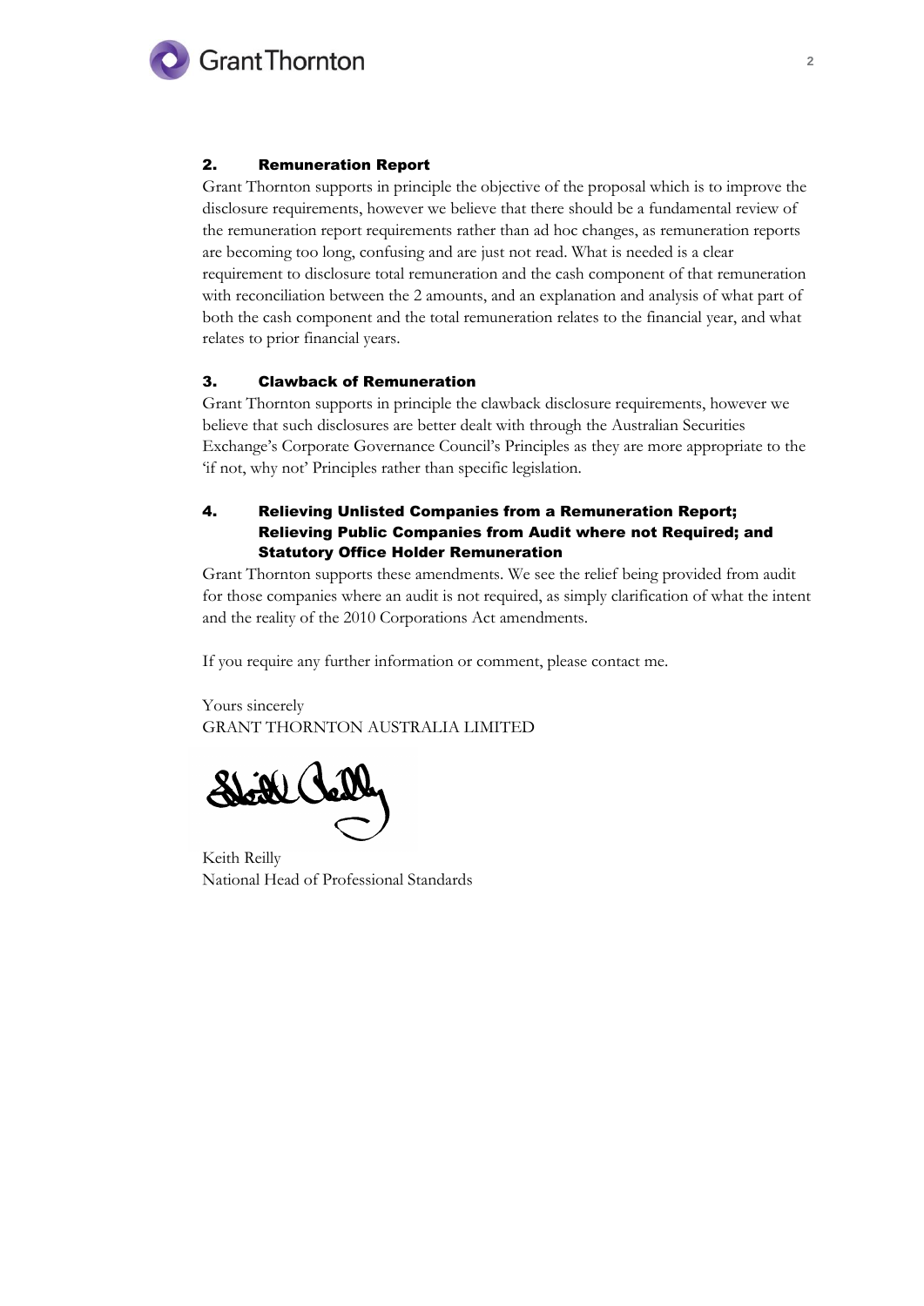## 2. Remuneration Report

Grant Thornton supports in principle the objective of the proposal which is to improve the disclosure requirements, however we believe that there should be a fundamental review of the remuneration report requirements rather than ad hoc changes, as remuneration reports are becoming too long, confusing and are just not read. What is needed is a clear requirement to disclosure total remuneration and the cash component of that remuneration with reconciliation between the 2 amounts, and an explanation and analysis of what part of both the cash component and the total remuneration relates to the financial year, and what relates to prior financial years.

## 3. Clawback of Remuneration

Grant Thornton supports in principle the clawback disclosure requirements, however we believe that such disclosures are better dealt with through the Australian Securities Exchange's Corporate Governance Council's Principles as they are more appropriate to the 'if not, why not' Principles rather than specific legislation.

## 4. Relieving Unlisted Companies from a Remuneration Report; Relieving Public Companies from Audit where not Required; and Statutory Office Holder Remuneration

Grant Thornton supports these amendments. We see the relief being provided from audit for those companies where an audit is not required, as simply clarification of what the intent and the reality of the 2010 Corporations Act amendments.

If you require any further information or comment, please contact me.

Yours sincerely
GRANT THORNTON AUSTRALIA LIMITED

Keith Reilly
National Head of Professional Standards